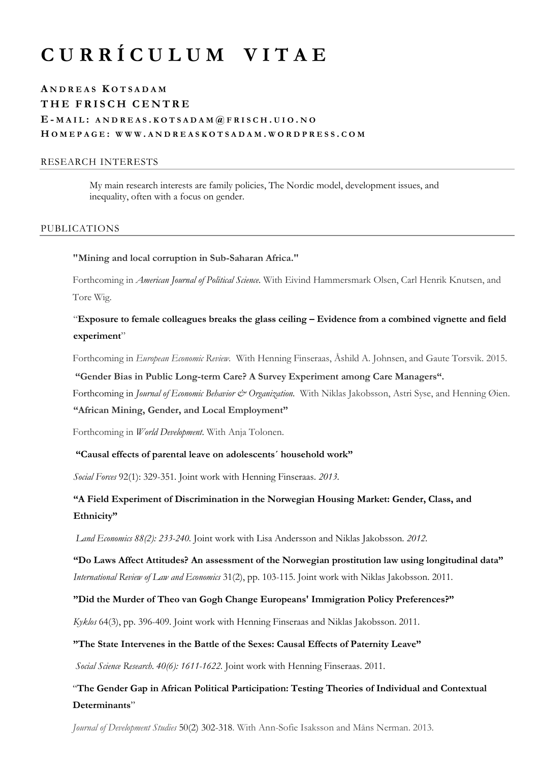# CURRÍCULUM VITAE

**ANDREAS KOTSADAM**
**THE FRISCH CENTRE**
**E-MAIL: ANDREAS.KOTSADAM@FRISCH.UIO.NO**
**HOMEPAGE: WWW.ANDREASKOTSADAM.WORDPRESS.COM**

## RESEARCH INTERESTS

My main research interests are family policies, The Nordic model, development issues, and inequality, often with a focus on gender.

## PUBLICATIONS

**"Mining and local corruption in Sub-Saharan Africa."**

Forthcoming in *American Journal of Political Science.* With Eivind Hammersmark Olsen, Carl Henrik Knutsen, and Tore Wig.

"**Exposure to female colleagues breaks the glass ceiling – Evidence from a combined vignette and field experiment**"

Forthcoming in *European Economic Review.* With Henning Finseraas, Åshild A. Johnsen, and Gaute Torsvik. 2015.

**"Gender Bias in Public Long-term Care? A Survey Experiment among Care Managers".**

Forthcoming in *Journal of Economic Behavior & Organization.* With Niklas Jakobsson, Astri Syse, and Henning Øien.

**"African Mining, Gender, and Local Employment"**

Forthcoming in *World Development*. With Anja Tolonen.

**"Causal effects of parental leave on adolescents´ household work"**

*Social Forces* 92(1): 329-351. Joint work with Henning Finseraas. *2013.*

**"A Field Experiment of Discrimination in the Norwegian Housing Market: Gender, Class, and Ethnicity"**

*Land Economics 88(2): 233-240.* Joint work with Lisa Andersson and Niklas Jakobsson. *2012.*

**"Do Laws Affect Attitudes? An assessment of the Norwegian prostitution law using longitudinal data"**

*International Review of Law and Economics* 31(2), pp. 103-115. Joint work with Niklas Jakobsson. 2011.

**"Did the Murder of Theo van Gogh Change Europeans' Immigration Policy Preferences?"**

*Kyklos* 64(3), pp. 396-409. Joint work with Henning Finseraas and Niklas Jakobsson. 2011.

**"The State Intervenes in the Battle of the Sexes: Causal Effects of Paternity Leave"**

*Social Science Research. 40(6): 1611-1622.* Joint work with Henning Finseraas. 2011.

"**The Gender Gap in African Political Participation: Testing Theories of Individual and Contextual Determinants**"

*Journal of Development Studies* 50(2) 302-318. With Ann-Sofie Isaksson and Måns Nerman. 2013.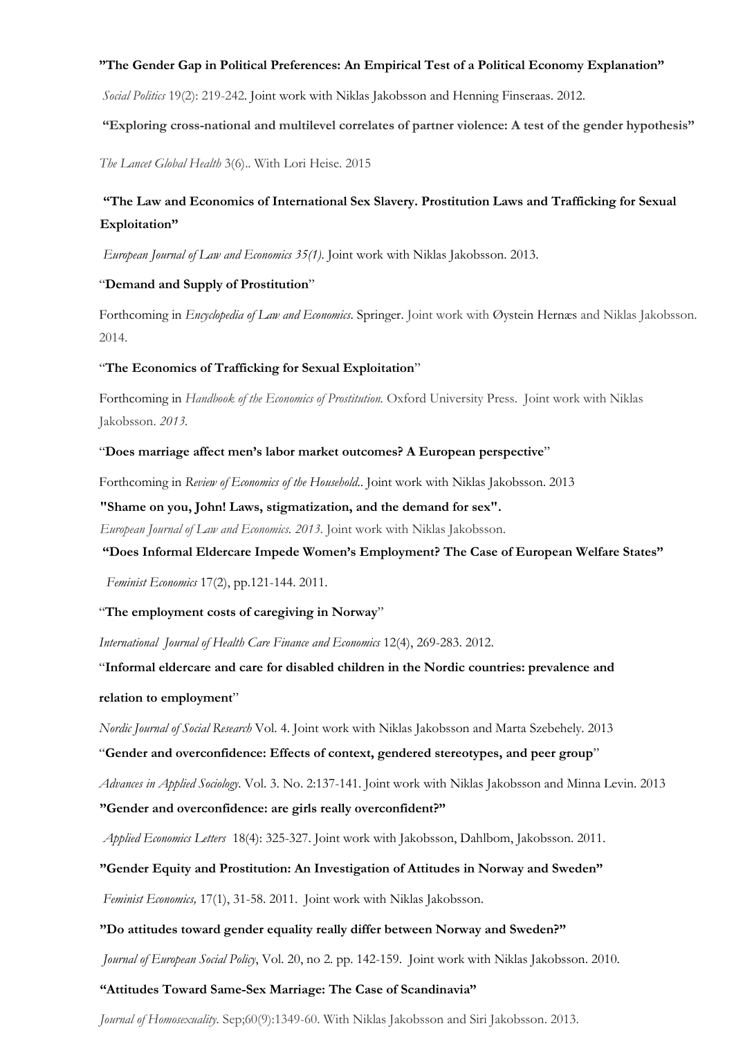**”The Gender Gap in Political Preferences: An Empirical Test of a Political Economy Explanation”**

*Social Politics* 19(2): 219-242. Joint work with Niklas Jakobsson and Henning Finseraas. 2012.

**“Exploring cross-national and multilevel correlates of partner violence: A test of the gender hypothesis”**

*The Lancet Global Health* 3(6).. With Lori Heise. 2015

**“The Law and Economics of International Sex Slavery. Prostitution Laws and Trafficking for Sexual Exploitation”**

*European Journal of Law and Economics 35(1)*. Joint work with Niklas Jakobsson. 2013.

“**Demand and Supply of Prostitution**”

Forthcoming in *Encyclopedia of Law and Economics*. Springer. Joint work with Øystein Hernæs and Niklas Jakobsson. 2014.

“**The Economics of Trafficking for Sexual Exploitation**”

Forthcoming in *Handbook of the Economics of Prostitution.* Oxford University Press. Joint work with Niklas Jakobsson. *2013.*

“**Does marriage affect men’s labor market outcomes? A European perspective**”

Forthcoming in *Review of Economics of the Household*.. Joint work with Niklas Jakobsson. 2013

**"Shame on you, John! Laws, stigmatization, and the demand for sex".**

*European Journal of Law and Economics. 2013.* Joint work with Niklas Jakobsson.

**“Does Informal Eldercare Impede Women’s Employment? The Case of European Welfare States”**

*Feminist Economics* 17(2), pp.121-144. 2011.

“**The employment costs of caregiving in Norway**”

*International Journal of Health Care Finance and Economics* 12(4), 269-283. 2012.

“**Informal eldercare and care for disabled children in the Nordic countries: prevalence and relation to employment**”

*Nordic Journal of Social Research* Vol. 4. Joint work with Niklas Jakobsson and Marta Szebehely. 2013

“**Gender and overconfidence: Effects of context, gendered stereotypes, and peer group**”

*Advances in Applied Sociology*. Vol. 3. No. 2:137-141. Joint work with Niklas Jakobsson and Minna Levin. 2013

**”Gender and overconfidence: are girls really overconfident?”**

*Applied Economics Letters* 18(4): 325-327. Joint work with Jakobsson, Dahlbom, Jakobsson. 2011.

**”Gender Equity and Prostitution: An Investigation of Attitudes in Norway and Sweden”**

*Feminist Economics,* 17(1), 31-58. 2011. Joint work with Niklas Jakobsson.

**”Do attitudes toward gender equality really differ between Norway and Sweden?”**

*Journal of European Social Policy*, Vol. 20, no 2. pp. 142-159. Joint work with Niklas Jakobsson. 2010.

**“Attitudes Toward Same-Sex Marriage: The Case of Scandinavia”**

*Journal of Homosexuality.* Sep;60(9):1349-60. With Niklas Jakobsson and Siri Jakobsson. 2013.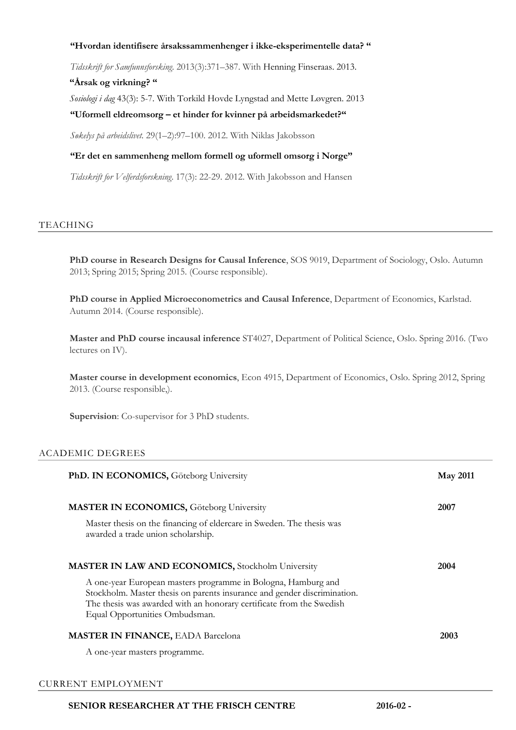**"Hvordan identifisere årsakssammenhenger i ikke-eksperimentelle data? "**

*Tidsskrift for Samfunnsforsking*. 2013(3):371–387. With Henning Finseraas. 2013.

**"Årsak og virkning? "**

*Sosiologi i dag* 43(3): 5-7. With Torkild Hovde Lyngstad and Mette Løvgren. 2013

**"Uformell eldreomsorg – et hinder for kvinner på arbeidsmarkedet?"**

*Søkelys på arbeidslivet*. 29(1–2):97–100. 2012. With Niklas Jakobsson

**"Er det en sammenheng mellom formell og uformell omsorg i Norge"**

*Tidsskrift for Velferdsforskning*. 17(3): 22-29. 2012. With Jakobsson and Hansen

## TEACHING

**PhD course in Research Designs for Causal Inference**, SOS 9019, Department of Sociology, Oslo. Autumn 2013; Spring 2015; Spring 2015. (Course responsible).

**PhD course in Applied Microeconometrics and Causal Inference**, Department of Economics, Karlstad. Autumn 2014. (Course responsible).

**Master and PhD course incausal inference** ST4027, Department of Political Science, Oslo. Spring 2016. (Two lectures on IV).

**Master course in development economics**, Econ 4915, Department of Economics, Oslo. Spring 2012, Spring 2013. (Course responsible,).

**Supervision**: Co-supervisor for 3 PhD students.

## ACADEMIC DEGREES

**PhD. IN ECONOMICS,** Göteborg University — **May 2011**

**MASTER IN ECONOMICS,** Göteborg University — **2007**

Master thesis on the financing of eldercare in Sweden. The thesis was awarded a trade union scholarship.

**MASTER IN LAW AND ECONOMICS,** Stockholm University — **2004**

A one-year European masters programme in Bologna, Hamburg and Stockholm. Master thesis on parents insurance and gender discrimination. The thesis was awarded with an honorary certificate from the Swedish Equal Opportunities Ombudsman.

**MASTER IN FINANCE,** EADA Barcelona — **2003**

A one-year masters programme.

## CURRENT EMPLOYMENT

**SENIOR RESEARCHER AT THE FRISCH CENTRE** — **2016-02 -**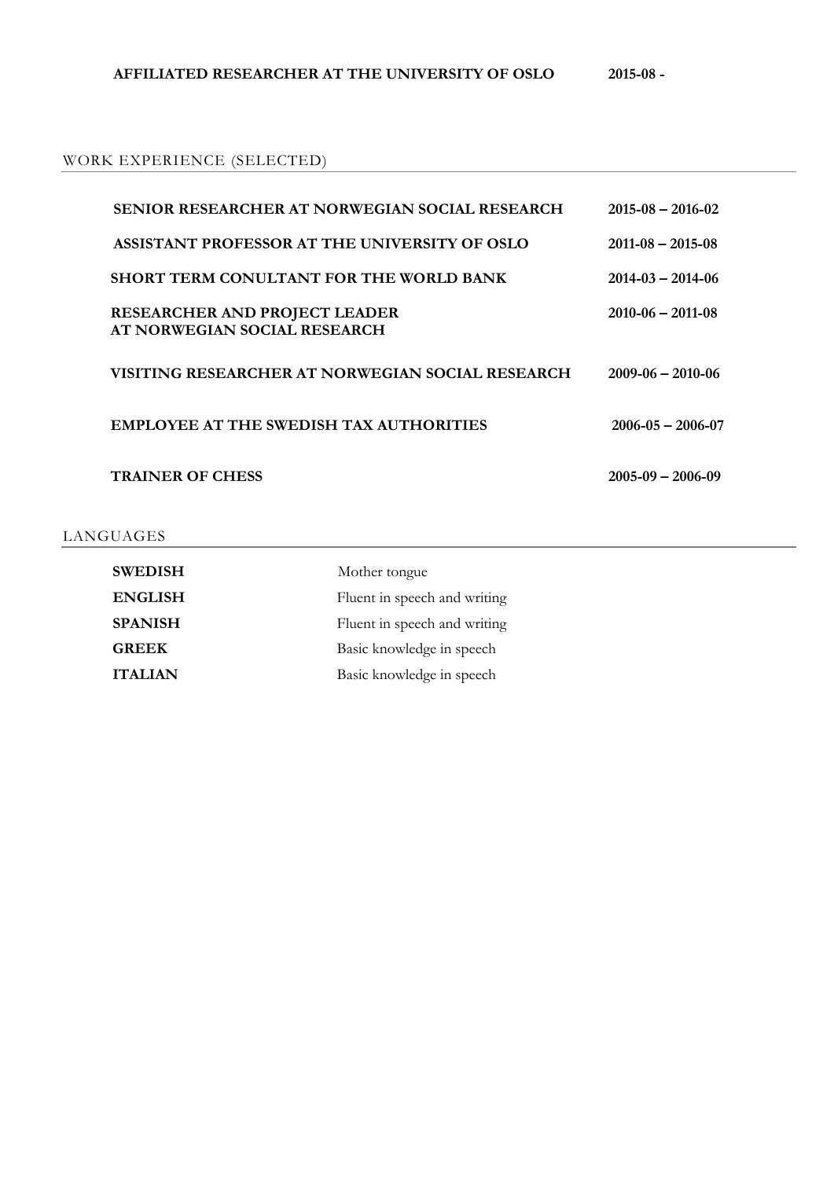| | |
|---|---|
| **AFFILIATED RESEARCHER AT THE UNIVERSITY OF OSLO** | **2015-08 -** |

## WORK EXPERIENCE (SELECTED)

| | |
|---|---|
| **SENIOR RESEARCHER AT NORWEGIAN SOCIAL RESEARCH** | **2015-08 – 2016-02** |
| **ASSISTANT PROFESSOR AT THE UNIVERSITY OF OSLO** | **2011-08 – 2015-08** |
| **SHORT TERM CONULTANT FOR THE WORLD BANK** | **2014-03 – 2014-06** |
| **RESEARCHER AND PROJECT LEADER AT NORWEGIAN SOCIAL RESEARCH** | **2010-06 – 2011-08** |
| **VISITING RESEARCHER AT NORWEGIAN SOCIAL RESEARCH** | **2009-06 – 2010-06** |
| **EMPLOYEE AT THE SWEDISH TAX AUTHORITIES** | **2006-05 – 2006-07** |
| **TRAINER OF CHESS** | **2005-09 – 2006-09** |

## LANGUAGES

| | |
|---|---|
| **SWEDISH** | Mother tongue |
| **ENGLISH** | Fluent in speech and writing |
| **SPANISH** | Fluent in speech and writing |
| **GREEK** | Basic knowledge in speech |
| **ITALIAN** | Basic knowledge in speech |